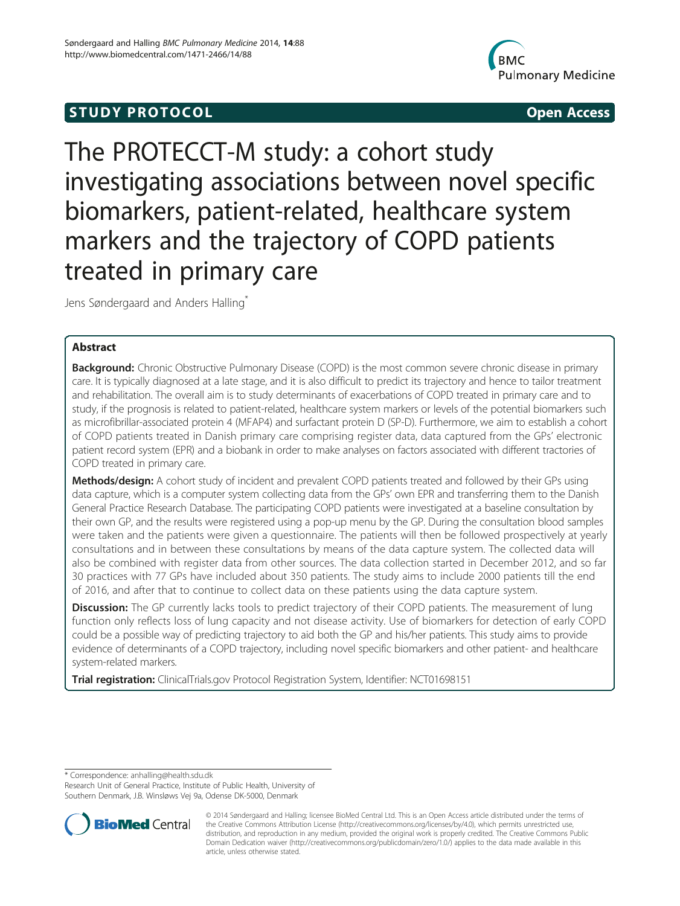STUDY PROTOCOL Open Access

# The PROTECCT-M study: a cohort study investigating associations between novel specific biomarkers, patient-related, healthcare system markers and the trajectory of COPD patients treated in primary care

Jens Søndergaard and Anders Halling*

## Abstract

**Background:** Chronic Obstructive Pulmonary Disease (COPD) is the most common severe chronic disease in primary care. It is typically diagnosed at a late stage, and it is also difficult to predict its trajectory and hence to tailor treatment and rehabilitation. The overall aim is to study determinants of exacerbations of COPD treated in primary care and to study, if the prognosis is related to patient-related, healthcare system markers or levels of the potential biomarkers such as microfibrillar-associated protein 4 (MFAP4) and surfactant protein D (SP-D). Furthermore, we aim to establish a cohort of COPD patients treated in Danish primary care comprising register data, data captured from the GPs' electronic patient record system (EPR) and a biobank in order to make analyses on factors associated with different tractories of COPD treated in primary care.

**Methods/design:** A cohort study of incident and prevalent COPD patients treated and followed by their GPs using data capture, which is a computer system collecting data from the GPs' own EPR and transferring them to the Danish General Practice Research Database. The participating COPD patients were investigated at a baseline consultation by their own GP, and the results were registered using a pop-up menu by the GP. During the consultation blood samples were taken and the patients were given a questionnaire. The patients will then be followed prospectively at yearly consultations and in between these consultations by means of the data capture system. The collected data will also be combined with register data from other sources. The data collection started in December 2012, and so far 30 practices with 77 GPs have included about 350 patients. The study aims to include 2000 patients till the end of 2016, and after that to continue to collect data on these patients using the data capture system.

**Discussion:** The GP currently lacks tools to predict trajectory of their COPD patients. The measurement of lung function only reflects loss of lung capacity and not disease activity. Use of biomarkers for detection of early COPD could be a possible way of predicting trajectory to aid both the GP and his/her patients. This study aims to provide evidence of determinants of a COPD trajectory, including novel specific biomarkers and other patient- and healthcare system-related markers.

**Trial registration:** ClinicalTrials.gov Protocol Registration System, Identifier: NCT01698151

\* Correspondence: anhalling@health.sdu.dk
Research Unit of General Practice, Institute of Public Health, University of Southern Denmark, J.B. Winsløws Vej 9a, Odense DK-5000, Denmark

© 2014 Søndergaard and Halling; licensee BioMed Central Ltd. This is an Open Access article distributed under the terms of the Creative Commons Attribution License (http://creativecommons.org/licenses/by/4.0), which permits unrestricted use, distribution, and reproduction in any medium, provided the original work is properly credited. The Creative Commons Public Domain Dedication waiver (http://creativecommons.org/publicdomain/zero/1.0/) applies to the data made available in this article, unless otherwise stated.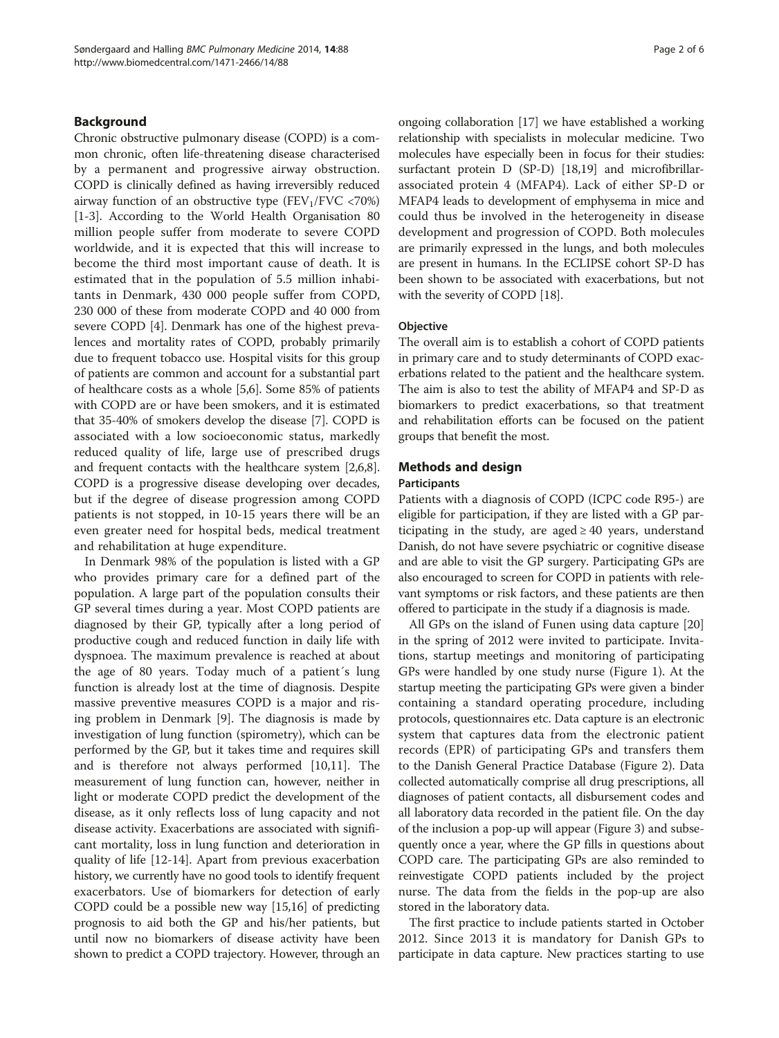## Background

Chronic obstructive pulmonary disease (COPD) is a common chronic, often life-threatening disease characterised by a permanent and progressive airway obstruction. COPD is clinically defined as having irreversibly reduced airway function of an obstructive type ($FEV_1/FVC$ <70%) [1-3]. According to the World Health Organisation 80 million people suffer from moderate to severe COPD worldwide, and it is expected that this will increase to become the third most important cause of death. It is estimated that in the population of 5.5 million inhabitants in Denmark, 430 000 people suffer from COPD, 230 000 of these from moderate COPD and 40 000 from severe COPD [4]. Denmark has one of the highest prevalences and mortality rates of COPD, probably primarily due to frequent tobacco use. Hospital visits for this group of patients are common and account for a substantial part of healthcare costs as a whole [5,6]. Some 85% of patients with COPD are or have been smokers, and it is estimated that 35-40% of smokers develop the disease [7]. COPD is associated with a low socioeconomic status, markedly reduced quality of life, large use of prescribed drugs and frequent contacts with the healthcare system [2,6,8]. COPD is a progressive disease developing over decades, but if the degree of disease progression among COPD patients is not stopped, in 10-15 years there will be an even greater need for hospital beds, medical treatment and rehabilitation at huge expenditure.

In Denmark 98% of the population is listed with a GP who provides primary care for a defined part of the population. A large part of the population consults their GP several times during a year. Most COPD patients are diagnosed by their GP, typically after a long period of productive cough and reduced function in daily life with dyspnoea. The maximum prevalence is reached at about the age of 80 years. Today much of a patient´s lung function is already lost at the time of diagnosis. Despite massive preventive measures COPD is a major and rising problem in Denmark [9]. The diagnosis is made by investigation of lung function (spirometry), which can be performed by the GP, but it takes time and requires skill and is therefore not always performed [10,11]. The measurement of lung function can, however, neither in light or moderate COPD predict the development of the disease, as it only reflects loss of lung capacity and not disease activity. Exacerbations are associated with significant mortality, loss in lung function and deterioration in quality of life [12-14]. Apart from previous exacerbation history, we currently have no good tools to identify frequent exacerbators. Use of biomarkers for detection of early COPD could be a possible new way [15,16] of predicting prognosis to aid both the GP and his/her patients, but until now no biomarkers of disease activity have been shown to predict a COPD trajectory. However, through an ongoing collaboration [17] we have established a working relationship with specialists in molecular medicine. Two molecules have especially been in focus for their studies: surfactant protein D (SP-D) [18,19] and microfibrillar-associated protein 4 (MFAP4). Lack of either SP-D or MFAP4 leads to development of emphysema in mice and could thus be involved in the heterogeneity in disease development and progression of COPD. Both molecules are primarily expressed in the lungs, and both molecules are present in humans. In the ECLIPSE cohort SP-D has been shown to be associated with exacerbations, but not with the severity of COPD [18].

### Objective

The overall aim is to establish a cohort of COPD patients in primary care and to study determinants of COPD exacerbations related to the patient and the healthcare system. The aim is also to test the ability of MFAP4 and SP-D as biomarkers to predict exacerbations, so that treatment and rehabilitation efforts can be focused on the patient groups that benefit the most.

## Methods and design

### Participants

Patients with a diagnosis of COPD (ICPC code R95-) are eligible for participation, if they are listed with a GP participating in the study, are aged ≥ 40 years, understand Danish, do not have severe psychiatric or cognitive disease and are able to visit the GP surgery. Participating GPs are also encouraged to screen for COPD in patients with relevant symptoms or risk factors, and these patients are then offered to participate in the study if a diagnosis is made.

All GPs on the island of Funen using data capture [20] in the spring of 2012 were invited to participate. Invitations, startup meetings and monitoring of participating GPs were handled by one study nurse (Figure 1). At the startup meeting the participating GPs were given a binder containing a standard operating procedure, including protocols, questionnaires etc. Data capture is an electronic system that captures data from the electronic patient records (EPR) of participating GPs and transfers them to the Danish General Practice Database (Figure 2). Data collected automatically comprise all drug prescriptions, all diagnoses of patient contacts, all disbursement codes and all laboratory data recorded in the patient file. On the day of the inclusion a pop-up will appear (Figure 3) and subsequently once a year, where the GP fills in questions about COPD care. The participating GPs are also reminded to reinvestigate COPD patients included by the project nurse. The data from the fields in the pop-up are also stored in the laboratory data.

The first practice to include patients started in October 2012. Since 2013 it is mandatory for Danish GPs to participate in data capture. New practices starting to use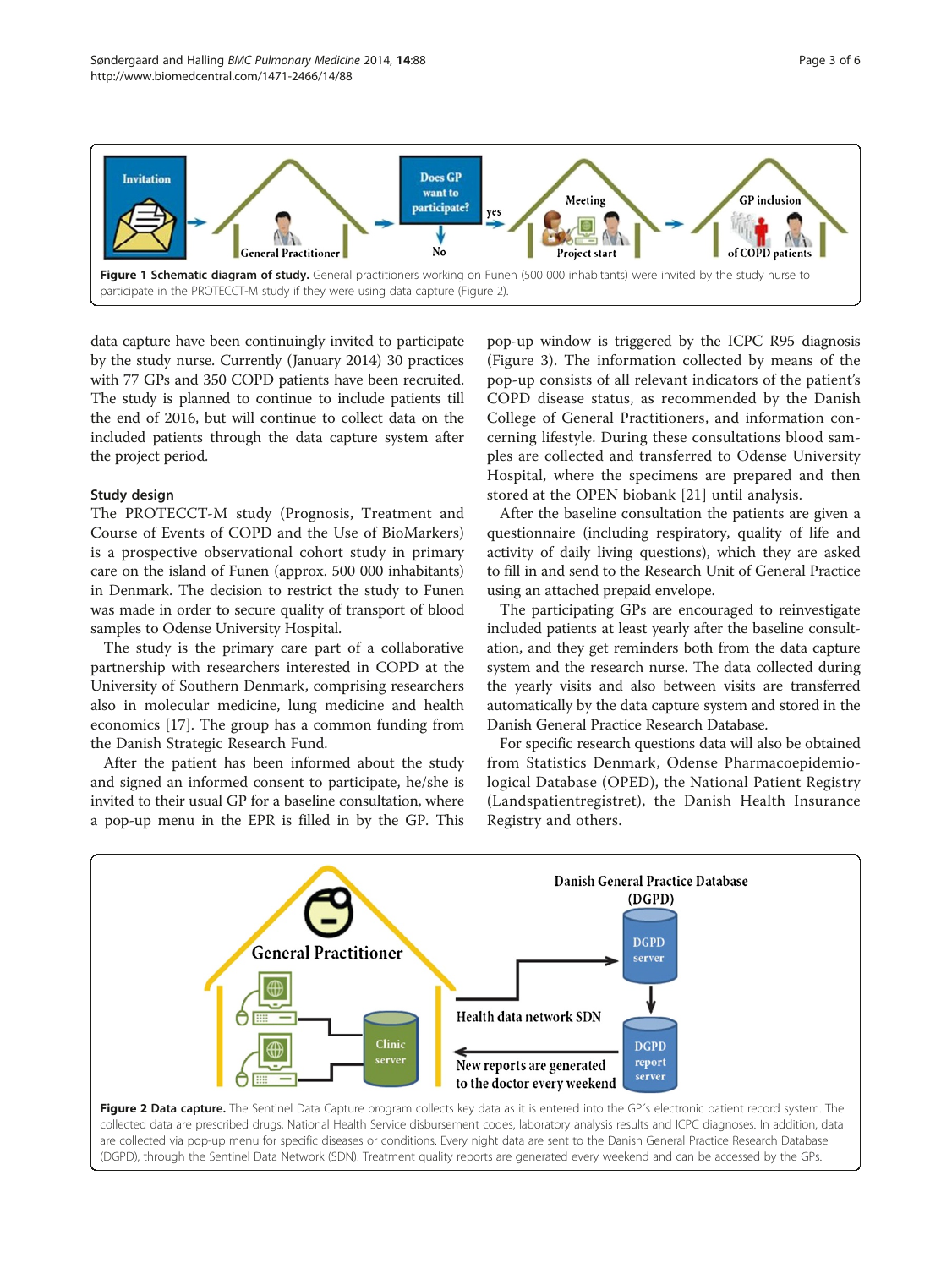Invitation

General Practitioner

Does GP want to participate?

yes

No

Meeting

Project start

GP inclusion

of COPD patients

**Figure 1 Schematic diagram of study.** General practitioners working on Funen (500 000 inhabitants) were invited by the study nurse to participate in the PROTECCT-M study if they were using data capture (Figure 2).

data capture have been continuingly invited to participate by the study nurse. Currently (January 2014) 30 practices with 77 GPs and 350 COPD patients have been recruited. The study is planned to continue to include patients till the end of 2016, but will continue to collect data on the included patients through the data capture system after the project period.

### Study design

The PROTECCT-M study (Prognosis, Treatment and Course of Events of COPD and the Use of BioMarkers) is a prospective observational cohort study in primary care on the island of Funen (approx. 500 000 inhabitants) in Denmark. The decision to restrict the study to Funen was made in order to secure quality of transport of blood samples to Odense University Hospital.

The study is the primary care part of a collaborative partnership with researchers interested in COPD at the University of Southern Denmark, comprising researchers also in molecular medicine, lung medicine and health economics [17]. The group has a common funding from the Danish Strategic Research Fund.

After the patient has been informed about the study and signed an informed consent to participate, he/she is invited to their usual GP for a baseline consultation, where a pop-up menu in the EPR is filled in by the GP. This pop-up window is triggered by the ICPC R95 diagnosis (Figure 3). The information collected by means of the pop-up consists of all relevant indicators of the patient's COPD disease status, as recommended by the Danish College of General Practitioners, and information concerning lifestyle. During these consultations blood samples are collected and transferred to Odense University Hospital, where the specimens are prepared and then stored at the OPEN biobank [21] until analysis.

After the baseline consultation the patients are given a questionnaire (including respiratory, quality of life and activity of daily living questions), which they are asked to fill in and send to the Research Unit of General Practice using an attached prepaid envelope.

The participating GPs are encouraged to reinvestigate included patients at least yearly after the baseline consultation, and they get reminders both from the data capture system and the research nurse. The data collected during the yearly visits and also between visits are transferred automatically by the data capture system and stored in the Danish General Practice Research Database.

For specific research questions data will also be obtained from Statistics Denmark, Odense Pharmacoepidemiological Database (OPED), the National Patient Registry (Landspatientregistret), the Danish Health Insurance Registry and others.

General Practitioner

Clinic server

Danish General Practice Database (DGPD)

DGPD server

Health data network SDN

DGPD report server

New reports are generated to the doctor every weekend

**Figure 2 Data capture.** The Sentinel Data Capture program collects key data as it is entered into the GP´s electronic patient record system. The collected data are prescribed drugs, National Health Service disbursement codes, laboratory analysis results and ICPC diagnoses. In addition, data are collected via pop-up menu for specific diseases or conditions. Every night data are sent to the Danish General Practice Research Database (DGPD), through the Sentinel Data Network (SDN). Treatment quality reports are generated every weekend and can be accessed by the GPs.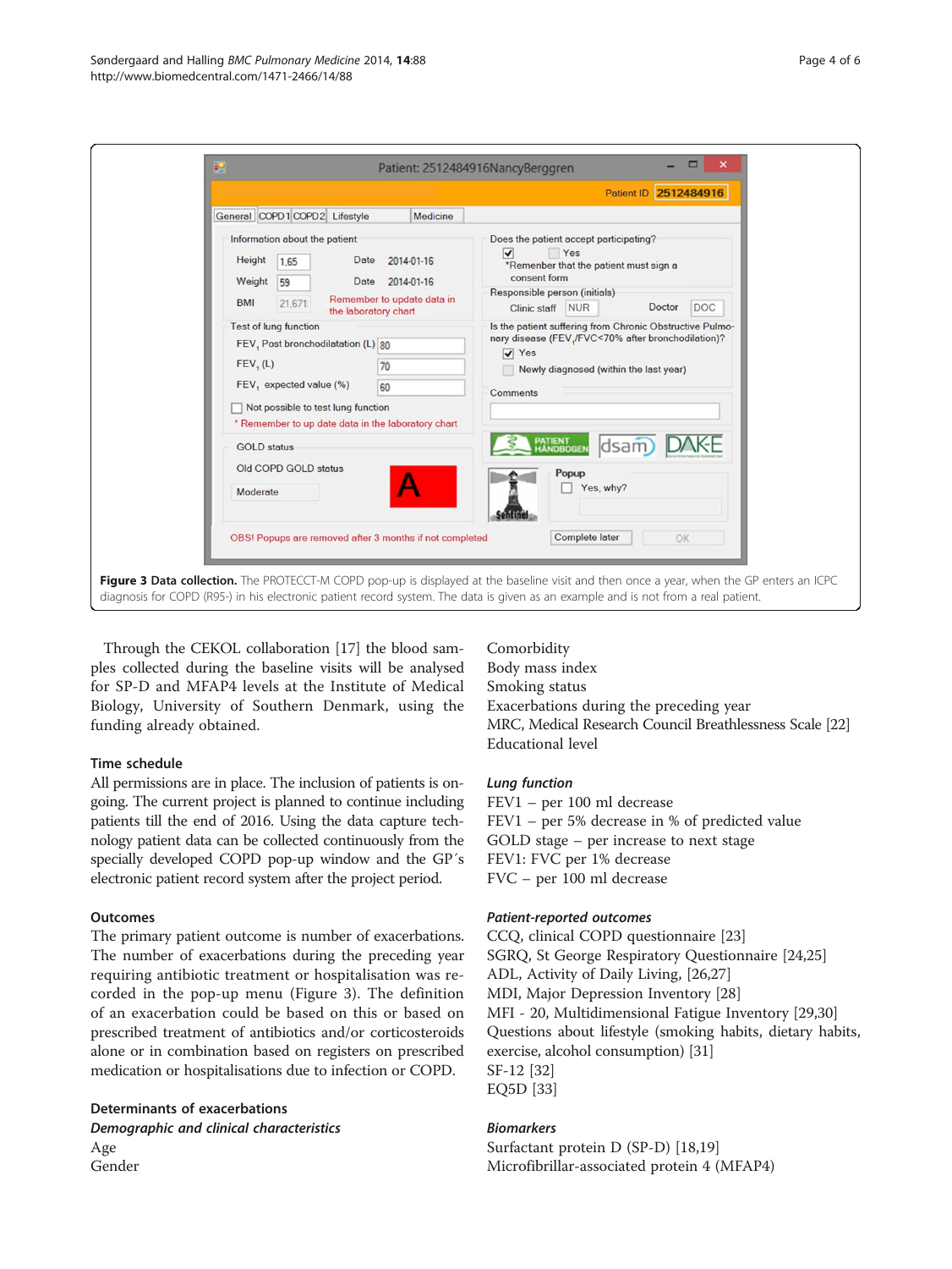**Figure 3 Data collection.** The PROTECCT-M COPD pop-up is displayed at the baseline visit and then once a year, when the GP enters an ICPC diagnosis for COPD (R95-) in his electronic patient record system. The data is given as an example and is not from a real patient.

Through the CEKOL collaboration [17] the blood samples collected during the baseline visits will be analysed for SP-D and MFAP4 levels at the Institute of Medical Biology, University of Southern Denmark, using the funding already obtained.

### Time schedule

All permissions are in place. The inclusion of patients is ongoing. The current project is planned to continue including patients till the end of 2016. Using the data capture technology patient data can be collected continuously from the specially developed COPD pop-up window and the GP´s electronic patient record system after the project period.

### Outcomes

The primary patient outcome is number of exacerbations. The number of exacerbations during the preceding year requiring antibiotic treatment or hospitalisation was recorded in the pop-up menu (Figure 3). The definition of an exacerbation could be based on this or based on prescribed treatment of antibiotics and/or corticosteroids alone or in combination based on registers on prescribed medication or hospitalisations due to infection or COPD.

### Determinants of exacerbations

#### *Demographic and clinical characteristics*

Age
Gender
Comorbidity
Body mass index
Smoking status
Exacerbations during the preceding year
MRC, Medical Research Council Breathlessness Scale [22]
Educational level

#### *Lung function*

FEV1 – per 100 ml decrease
FEV1 – per 5% decrease in % of predicted value
GOLD stage – per increase to next stage
FEV1: FVC per 1% decrease
FVC – per 100 ml decrease

#### *Patient-reported outcomes*

CCQ, clinical COPD questionnaire [23]
SGRQ, St George Respiratory Questionnaire [24,25]
ADL, Activity of Daily Living, [26,27]
MDI, Major Depression Inventory [28]
MFI - 20, Multidimensional Fatigue Inventory [29,30]
Questions about lifestyle (smoking habits, dietary habits, exercise, alcohol consumption) [31]
SF-12 [32]
EQ5D [33]

#### *Biomarkers*

Surfactant protein D (SP-D) [18,19]
Microfibrillar-associated protein 4 (MFAP4)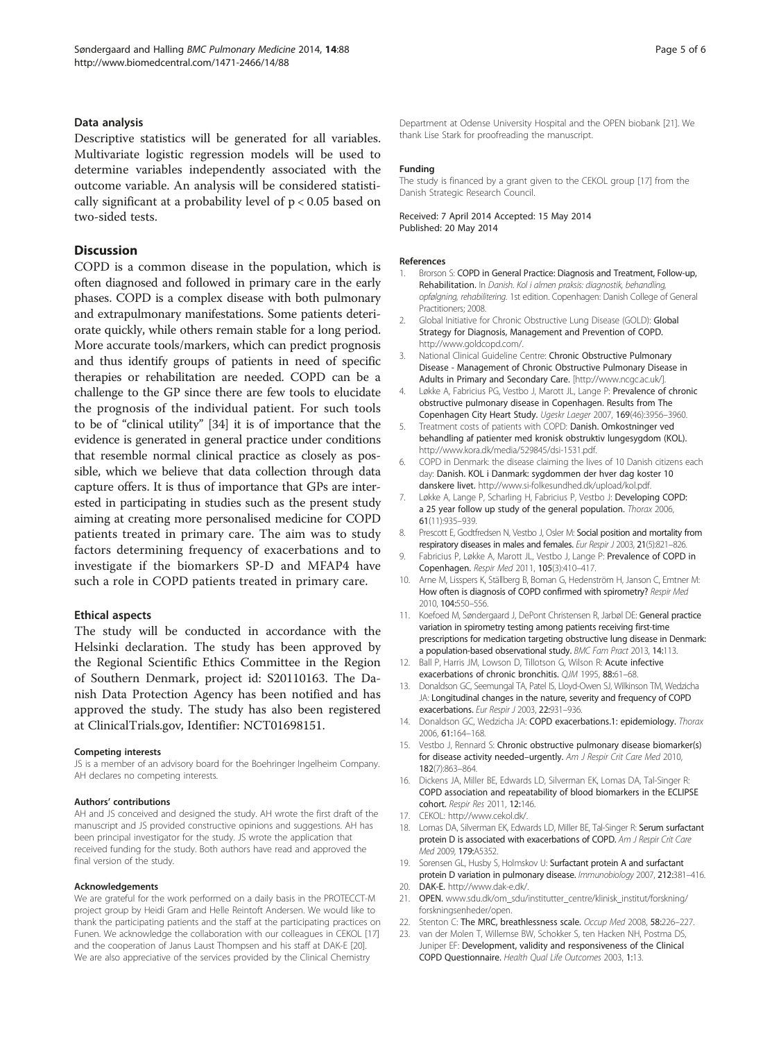### Data analysis

Descriptive statistics will be generated for all variables. Multivariate logistic regression models will be used to determine variables independently associated with the outcome variable. An analysis will be considered statistically significant at a probability level of $p < 0.05$ based on two-sided tests.

## Discussion

COPD is a common disease in the population, which is often diagnosed and followed in primary care in the early phases. COPD is a complex disease with both pulmonary and extrapulmonary manifestations. Some patients deteriorate quickly, while others remain stable for a long period. More accurate tools/markers, which can predict prognosis and thus identify groups of patients in need of specific therapies or rehabilitation are needed. COPD can be a challenge to the GP since there are few tools to elucidate the prognosis of the individual patient. For such tools to be of "clinical utility" [34] it is of importance that the evidence is generated in general practice under conditions that resemble normal clinical practice as closely as possible, which we believe that data collection through data capture offers. It is thus of importance that GPs are interested in participating in studies such as the present study aiming at creating more personalised medicine for COPD patients treated in primary care. The aim was to study factors determining frequency of exacerbations and to investigate if the biomarkers SP-D and MFAP4 have such a role in COPD patients treated in primary care.

### Ethical aspects

The study will be conducted in accordance with the Helsinki declaration. The study has been approved by the Regional Scientific Ethics Committee in the Region of Southern Denmark, project id: S20110163. The Danish Data Protection Agency has been notified and has approved the study. The study has also been registered at ClinicalTrials.gov, Identifier: NCT01698151.

#### Competing interests

JS is a member of an advisory board for the Boehringer Ingelheim Company. AH declares no competing interests.

#### Authors' contributions

AH and JS conceived and designed the study. AH wrote the first draft of the manuscript and JS provided constructive opinions and suggestions. AH has been principal investigator for the study. JS wrote the application that received funding for the study. Both authors have read and approved the final version of the study.

#### Acknowledgements

We are grateful for the work performed on a daily basis in the PROTECCT-M project group by Heidi Gram and Helle Reintoft Andersen. We would like to thank the participating patients and the staff at the participating practices on Funen. We acknowledge the collaboration with our colleagues in CEKOL [17] and the cooperation of Janus Laust Thompsen and his staff at DAK-E [20]. We are also appreciative of the services provided by the Clinical Chemistry Department at Odense University Hospital and the OPEN biobank [21]. We thank Lise Stark for proofreading the manuscript.

#### Funding

The study is financed by a grant given to the CEKOL group [17] from the Danish Strategic Research Council.

Received: 7 April 2014 Accepted: 15 May 2014
Published: 20 May 2014

#### References

1. Brorson S: **COPD in General Practice: Diagnosis and Treatment, Follow-up, Rehabilitation.** In *Danish. Kol i almen praksis: diagnostik, behandling, opfølgning, rehabilitering.* 1st edition. Copenhagen: Danish College of General Practitioners; 2008.
2. Global Initiative for Chronic Obstructive Lung Disease (GOLD): **Global Strategy for Diagnosis, Management and Prevention of COPD.** http://www.goldcopd.com/.
3. National Clinical Guideline Centre: **Chronic Obstructive Pulmonary Disease - Management of Chronic Obstructive Pulmonary Disease in Adults in Primary and Secondary Care.** [http://www.ncgc.ac.uk/].
4. Løkke A, Fabricius PG, Vestbo J, Marott JL, Lange P: **Prevalence of chronic obstructive pulmonary disease in Copenhagen. Results from The Copenhagen City Heart Study.** *Ugeskr Laeger* 2007, **169**(46):3956–3960.
5. Treatment costs of patients with COPD: **Danish. Omkostninger ved behandling af patienter med kronisk obstruktiv lungesygdom (KOL).** http://www.kora.dk/media/529845/dsi-1531.pdf.
6. COPD in Denmark: the disease claiming the lives of 10 Danish citizens each day: **Danish. KOL i Danmark: sygdommen der hver dag koster 10 danskere livet.** http://www.si-folkesundhed.dk/upload/kol.pdf.
7. Løkke A, Lange P, Scharling H, Fabricius P, Vestbo J: **Developing COPD: a 25 year follow up study of the general population.** *Thorax* 2006, **61**(11):935–939.
8. Prescott E, Godtfredsen N, Vestbo J, Osler M: **Social position and mortality from respiratory diseases in males and females.** *Eur Respir J* 2003, **21**(5):821–826.
9. Fabricius P, Løkke A, Marott JL, Vestbo J, Lange P: **Prevalence of COPD in Copenhagen.** *Respir Med* 2011, **105**(3):410–417.
10. Arne M, Lisspers K, Ställberg B, Boman G, Hedenström H, Janson C, Emtner M: **How often is diagnosis of COPD confirmed with spirometry?** *Respir Med* 2010, **104:**550–556.
11. Koefoed M, Søndergaard J, DePont Christensen R, Jarbøl DE: **General practice variation in spirometry testing among patients receiving first-time prescriptions for medication targeting obstructive lung disease in Denmark: a population-based observational study.** *BMC Fam Pract* 2013, **14:**113.
12. Ball P, Harris JM, Lowson D, Tillotson G, Wilson R: **Acute infective exacerbations of chronic bronchitis.** *QJM* 1995, **88:**61–68.
13. Donaldson GC, Seemungal TA, Patel IS, Lloyd-Owen SJ, Wilkinson TM, Wedzicha JA: **Longitudinal changes in the nature, severity and frequency of COPD exacerbations.** *Eur Respir J* 2003, **22:**931–936.
14. Donaldson GC, Wedzicha JA: **COPD exacerbations.1: epidemiology.** *Thorax* 2006, **61:**164–168.
15. Vestbo J, Rennard S: **Chronic obstructive pulmonary disease biomarker(s) for disease activity needed–urgently.** *Am J Respir Crit Care Med* 2010, **182**(7):863–864.
16. Dickens JA, Miller BE, Edwards LD, Silverman EK, Lomas DA, Tal-Singer R: **COPD association and repeatability of blood biomarkers in the ECLIPSE cohort.** *Respir Res* 2011, **12:**146.
17. CEKOL: http://www.cekol.dk/.
18. Lomas DA, Silverman EK, Edwards LD, Miller BE, Tal-Singer R: **Serum surfactant protein D is associated with exacerbations of COPD.** *Am J Respir Crit Care Med* 2009, **179:**A5352.
19. Sorensen GL, Husby S, Holmskov U: **Surfactant protein A and surfactant protein D variation in pulmonary disease.** *Immunobiology* 2007, **212:**381–416.
20. DAK-E. http://www.dak-e.dk/.
21. OPEN. www.sdu.dk/om_sdu/institutter_centre/klinisk_institut/forskning/forskningsenheder/open.
22. Stenton C: **The MRC, breathlessness scale.** *Occup Med* 2008, **58:**226–227.
23. van der Molen T, Willemse BW, Schokker S, ten Hacken NH, Postma DS, Juniper EF: **Development, validity and responsiveness of the Clinical COPD Questionnaire.** *Health Qual Life Outcomes* 2003, **1:**13.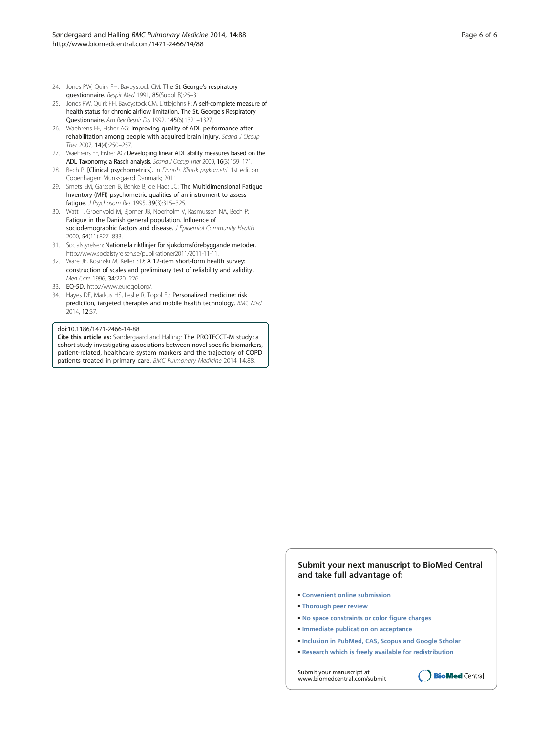24. Jones PW, Quirk FH, Baveystock CM: **The St George's respiratory questionnaire.** *Respir Med* 1991, **85**(Suppl B):25–31.
25. Jones PW, Quirk FH, Baveystock CM, Littlejohns P: **A self-complete measure of health status for chronic airflow limitation. The St. George's Respiratory Questionnaire.** *Am Rev Respir Dis* 1992, **145**(6):1321–1327.
26. Waehrens EE, Fisher AG: **Improving quality of ADL performance after rehabilitation among people with acquired brain injury.** *Scand J Occup Ther* 2007, **14**(4):250–257.
27. Waehrens EE, Fisher AG: **Developing linear ADL ability measures based on the ADL Taxonomy: a Rasch analysis.** *Scand J Occup Ther* 2009, **16**(3):159–171.
28. Bech P: **[Clinical psychometrics].** In *Danish. Klinisk psykometri.* 1st edition. Copenhagen: Munksgaard Danmark; 2011.
29. Smets EM, Garssen B, Bonke B, de Haes JC: **The Multidimensional Fatigue Inventory (MFI) psychometric qualities of an instrument to assess fatigue.** *J Psychosom Res* 1995, **39**(3):315–325.
30. Watt T, Groenvold M, Bjorner JB, Noerholm V, Rasmussen NA, Bech P: **Fatigue in the Danish general population. Influence of sociodemographic factors and disease.** *J Epidemiol Community Health* 2000, **54**(11):827–833.
31. Socialstyrelsen: **Nationella riktlinjer för sjukdomsförebyggande metoder.** http://www.socialstyrelsen.se/publikationer2011/2011-11-11.
32. Ware JE, Kosinski M, Keller SD: **A 12-item short-form health survey: construction of scales and preliminary test of reliability and validity.** *Med Care* 1996, **34:**220–226.
33. **EQ-5D.** http://www.euroqol.org/.
34. Hayes DF, Markus HS, Leslie R, Topol EJ: **Personalized medicine: risk prediction, targeted therapies and mobile health technology.** *BMC Med* 2014, **12:**37.

doi:10.1186/1471-2466-14-88

**Cite this article as:** Søndergaard and Halling: The PROTECCT-M study: a cohort study investigating associations between novel specific biomarkers, patient-related, healthcare system markers and the trajectory of COPD patients treated in primary care. *BMC Pulmonary Medicine* 2014 14:88.

**Submit your next manuscript to BioMed Central and take full advantage of:**

- **Convenient online submission**
- **Thorough peer review**
- **No space constraints or color figure charges**
- **Immediate publication on acceptance**
- **Inclusion in PubMed, CAS, Scopus and Google Scholar**
- **Research which is freely available for redistribution**

Submit your manuscript at www.biomedcentral.com/submit

BioMed Central